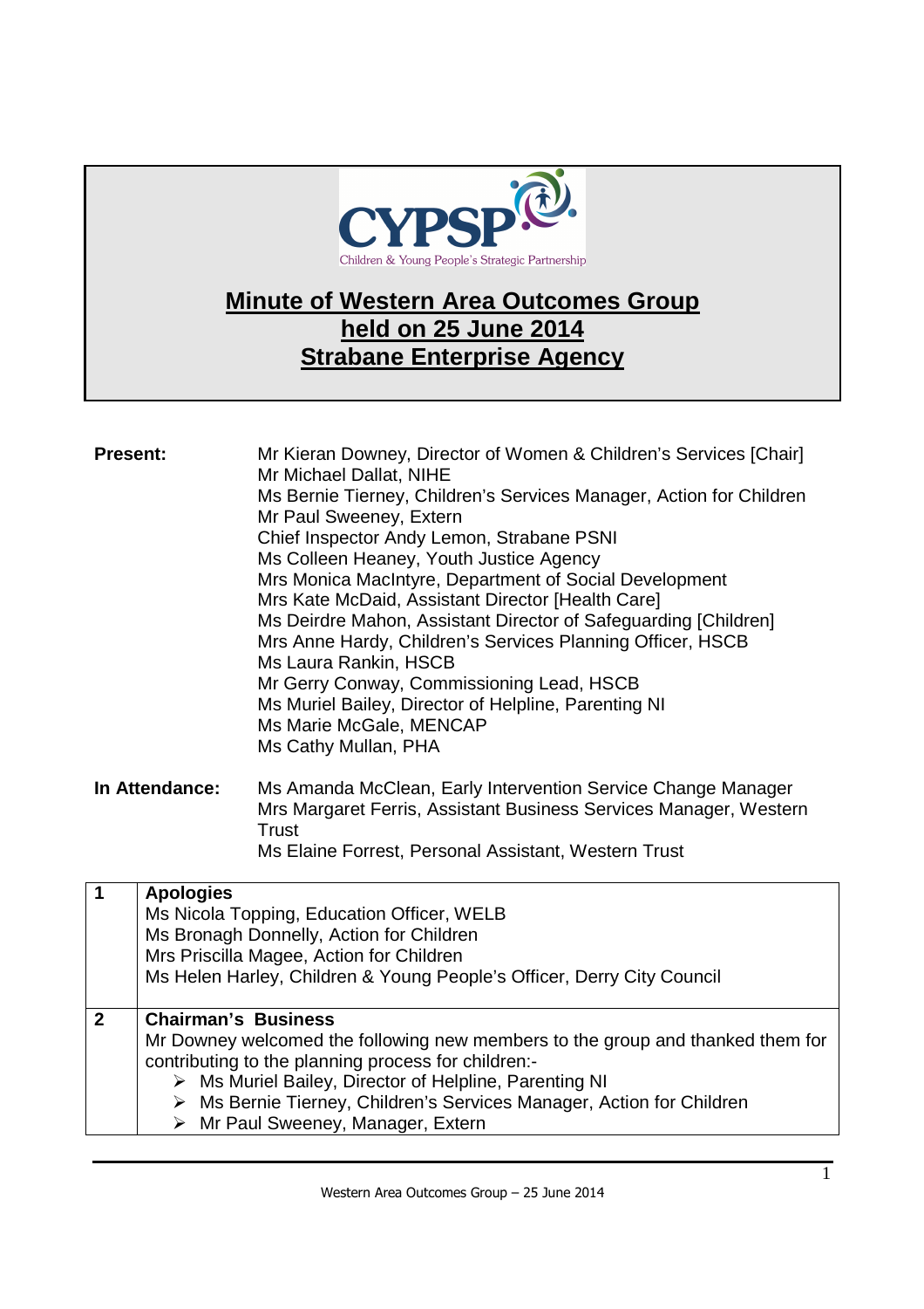CYPSP

Children & Young People's Strategic Partnership

# Minute of Western Area Outcomes Group held on 25 June 2014 Strabane Enterprise Agency

**Present:**

Mr Kieran Downey, Director of Women & Children's Services [Chair]
Mr Michael Dallat, NIHE
Ms Bernie Tierney, Children's Services Manager, Action for Children
Mr Paul Sweeney, Extern
Chief Inspector Andy Lemon, Strabane PSNI
Ms Colleen Heaney, Youth Justice Agency
Mrs Monica MacIntyre, Department of Social Development
Mrs Kate McDaid, Assistant Director [Health Care]
Ms Deirdre Mahon, Assistant Director of Safeguarding [Children]
Mrs Anne Hardy, Children's Services Planning Officer, HSCB
Ms Laura Rankin, HSCB
Mr Gerry Conway, Commissioning Lead, HSCB
Ms Muriel Bailey, Director of Helpline, Parenting NI
Ms Marie McGale, MENCAP
Ms Cathy Mullan, PHA

**In Attendance:**

Ms Amanda McClean, Early Intervention Service Change Manager
Mrs Margaret Ferris, Assistant Business Services Manager, Western Trust
Ms Elaine Forrest, Personal Assistant, Western Trust

| | |
|---|---|
| **1** | **Apologies**<br>Ms Nicola Topping, Education Officer, WELB<br>Ms Bronagh Donnelly, Action for Children<br>Mrs Priscilla Magee, Action for Children<br>Ms Helen Harley, Children & Young People's Officer, Derry City Council |
| **2** | **Chairman's Business**<br>Mr Downey welcomed the following new members to the group and thanked them for contributing to the planning process for children:-<br>➢ Ms Muriel Bailey, Director of Helpline, Parenting NI<br>➢ Ms Bernie Tierney, Children's Services Manager, Action for Children<br>➢ Mr Paul Sweeney, Manager, Extern |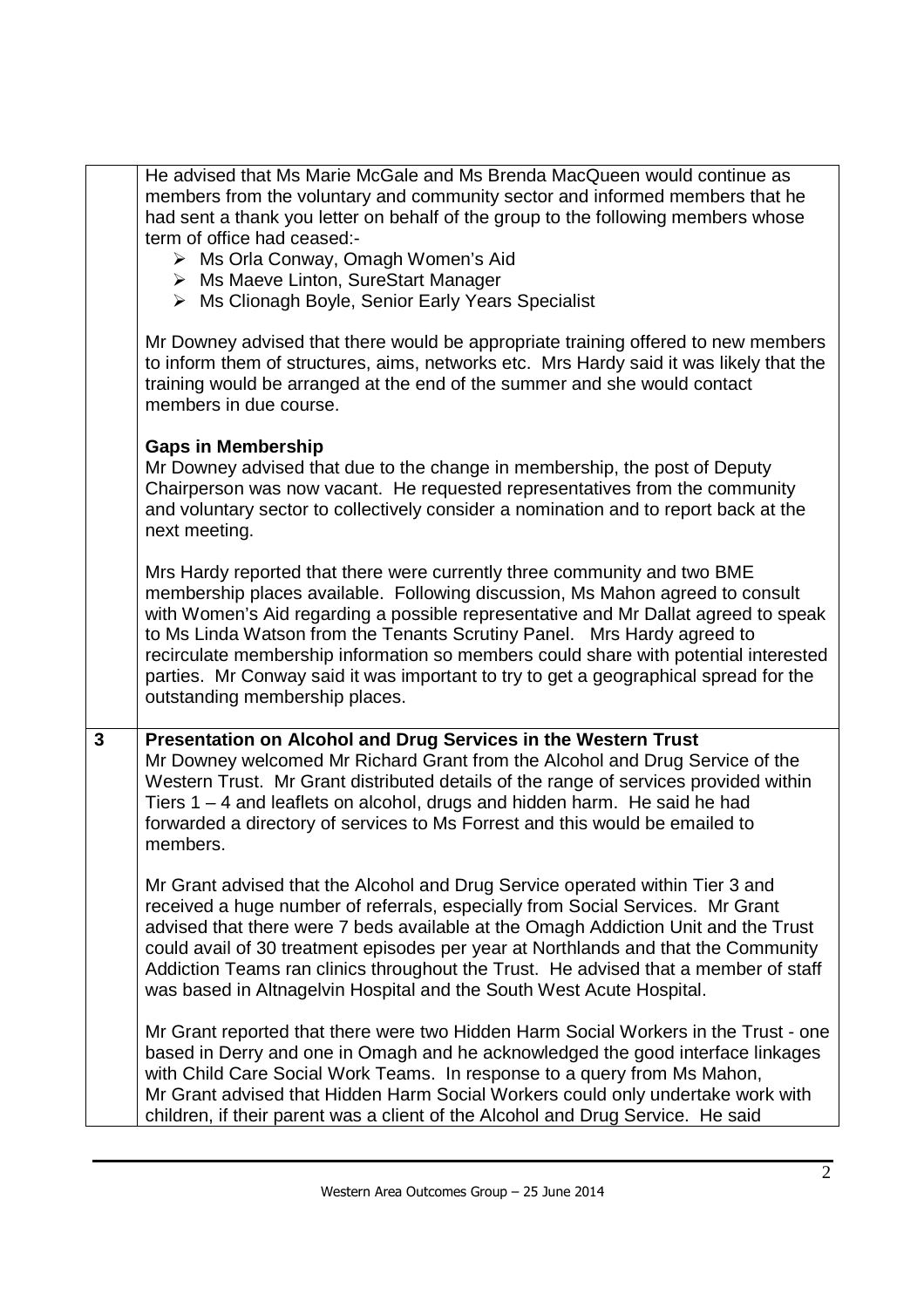| | |
|---|---|
| | He advised that Ms Marie McGale and Ms Brenda MacQueen would continue as members from the voluntary and community sector and informed members that he had sent a thank you letter on behalf of the group to the following members whose term of office had ceased:-<br>➢ Ms Orla Conway, Omagh Women's Aid<br>➢ Ms Maeve Linton, SureStart Manager<br>➢ Ms Clionagh Boyle, Senior Early Years Specialist<br><br>Mr Downey advised that there would be appropriate training offered to new members to inform them of structures, aims, networks etc. Mrs Hardy said it was likely that the training would be arranged at the end of the summer and she would contact members in due course.<br><br>**Gaps in Membership**<br>Mr Downey advised that due to the change in membership, the post of Deputy Chairperson was now vacant. He requested representatives from the community and voluntary sector to collectively consider a nomination and to report back at the next meeting.<br><br>Mrs Hardy reported that there were currently three community and two BME membership places available. Following discussion, Ms Mahon agreed to consult with Women's Aid regarding a possible representative and Mr Dallat agreed to speak to Ms Linda Watson from the Tenants Scrutiny Panel. Mrs Hardy agreed to recirculate membership information so members could share with potential interested parties. Mr Conway said it was important to try to get a geographical spread for the outstanding membership places. |
| **3** | **Presentation on Alcohol and Drug Services in the Western Trust**<br>Mr Downey welcomed Mr Richard Grant from the Alcohol and Drug Service of the Western Trust. Mr Grant distributed details of the range of services provided within Tiers 1 – 4 and leaflets on alcohol, drugs and hidden harm. He said he had forwarded a directory of services to Ms Forrest and this would be emailed to members.<br><br>Mr Grant advised that the Alcohol and Drug Service operated within Tier 3 and received a huge number of referrals, especially from Social Services. Mr Grant advised that there were 7 beds available at the Omagh Addiction Unit and the Trust could avail of 30 treatment episodes per year at Northlands and that the Community Addiction Teams ran clinics throughout the Trust. He advised that a member of staff was based in Altnagelvin Hospital and the South West Acute Hospital.<br><br>Mr Grant reported that there were two Hidden Harm Social Workers in the Trust - one based in Derry and one in Omagh and he acknowledged the good interface linkages with Child Care Social Work Teams. In response to a query from Ms Mahon, Mr Grant advised that Hidden Harm Social Workers could only undertake work with children, if their parent was a client of the Alcohol and Drug Service. He said |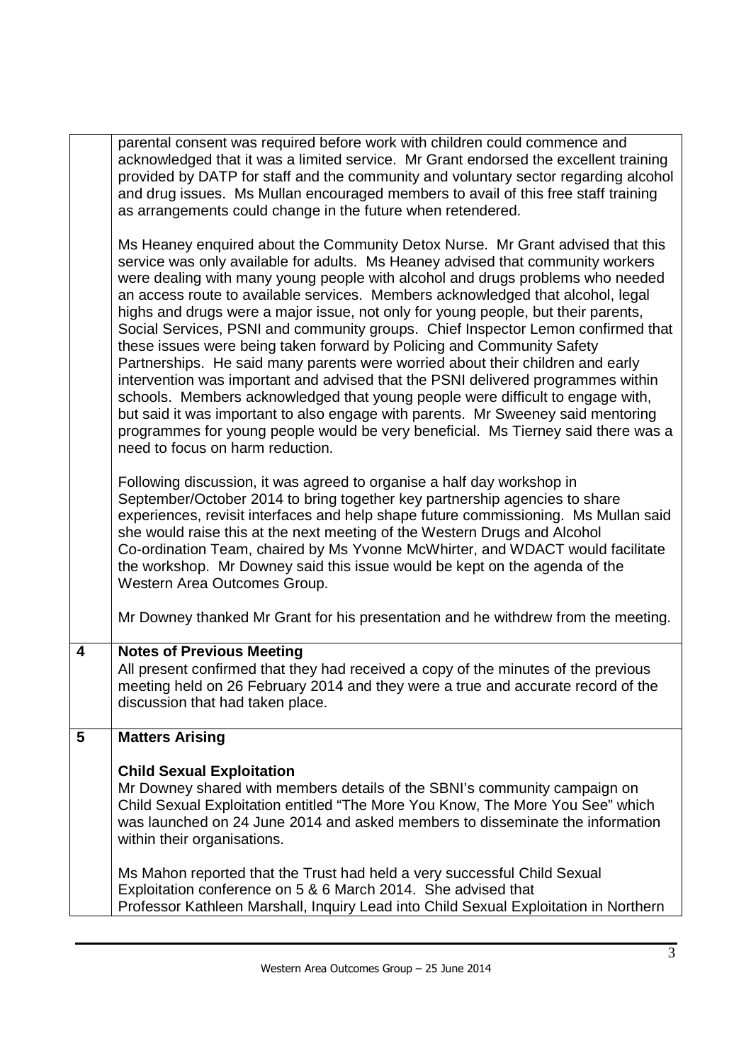| | |
|---|---|
| | parental consent was required before work with children could commence and acknowledged that it was a limited service. Mr Grant endorsed the excellent training provided by DATP for staff and the community and voluntary sector regarding alcohol and drug issues. Ms Mullan encouraged members to avail of this free staff training as arrangements could change in the future when retendered.<br><br>Ms Heaney enquired about the Community Detox Nurse. Mr Grant advised that this service was only available for adults. Ms Heaney advised that community workers were dealing with many young people with alcohol and drugs problems who needed an access route to available services. Members acknowledged that alcohol, legal highs and drugs were a major issue, not only for young people, but their parents, Social Services, PSNI and community groups. Chief Inspector Lemon confirmed that these issues were being taken forward by Policing and Community Safety Partnerships. He said many parents were worried about their children and early intervention was important and advised that the PSNI delivered programmes within schools. Members acknowledged that young people were difficult to engage with, but said it was important to also engage with parents. Mr Sweeney said mentoring programmes for young people would be very beneficial. Ms Tierney said there was a need to focus on harm reduction.<br><br>Following discussion, it was agreed to organise a half day workshop in September/October 2014 to bring together key partnership agencies to share experiences, revisit interfaces and help shape future commissioning. Ms Mullan said she would raise this at the next meeting of the Western Drugs and Alcohol Co-ordination Team, chaired by Ms Yvonne McWhirter, and WDACT would facilitate the workshop. Mr Downey said this issue would be kept on the agenda of the Western Area Outcomes Group.<br><br>Mr Downey thanked Mr Grant for his presentation and he withdrew from the meeting. |
| **4** | **Notes of Previous Meeting**<br>All present confirmed that they had received a copy of the minutes of the previous meeting held on 26 February 2014 and they were a true and accurate record of the discussion that had taken place. |
| **5** | **Matters Arising**<br><br>**Child Sexual Exploitation**<br>Mr Downey shared with members details of the SBNI's community campaign on Child Sexual Exploitation entitled "The More You Know, The More You See" which was launched on 24 June 2014 and asked members to disseminate the information within their organisations.<br><br>Ms Mahon reported that the Trust had held a very successful Child Sexual Exploitation conference on 5 & 6 March 2014. She advised that Professor Kathleen Marshall, Inquiry Lead into Child Sexual Exploitation in Northern |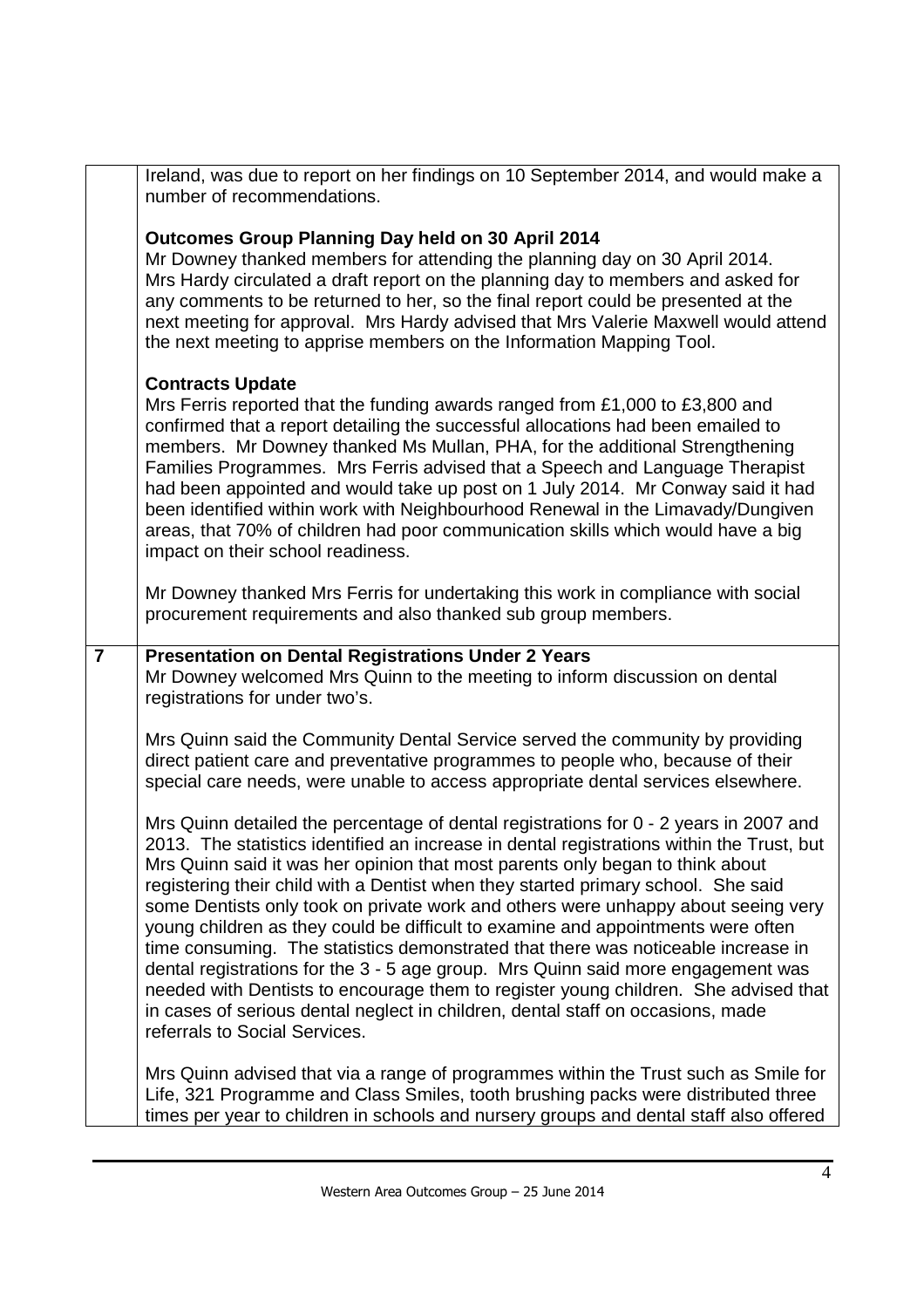Ireland, was due to report on her findings on 10 September 2014, and would make a number of recommendations.

**Outcomes Group Planning Day held on 30 April 2014**

Mr Downey thanked members for attending the planning day on 30 April 2014. Mrs Hardy circulated a draft report on the planning day to members and asked for any comments to be returned to her, so the final report could be presented at the next meeting for approval. Mrs Hardy advised that Mrs Valerie Maxwell would attend the next meeting to apprise members on the Information Mapping Tool.

**Contracts Update**

Mrs Ferris reported that the funding awards ranged from £1,000 to £3,800 and confirmed that a report detailing the successful allocations had been emailed to members. Mr Downey thanked Ms Mullan, PHA, for the additional Strengthening Families Programmes. Mrs Ferris advised that a Speech and Language Therapist had been appointed and would take up post on 1 July 2014. Mr Conway said it had been identified within work with Neighbourhood Renewal in the Limavady/Dungiven areas, that 70% of children had poor communication skills which would have a big impact on their school readiness.

Mr Downey thanked Mrs Ferris for undertaking this work in compliance with social procurement requirements and also thanked sub group members.

**7 Presentation on Dental Registrations Under 2 Years**

Mr Downey welcomed Mrs Quinn to the meeting to inform discussion on dental registrations for under two's.

Mrs Quinn said the Community Dental Service served the community by providing direct patient care and preventative programmes to people who, because of their special care needs, were unable to access appropriate dental services elsewhere.

Mrs Quinn detailed the percentage of dental registrations for 0 - 2 years in 2007 and 2013. The statistics identified an increase in dental registrations within the Trust, but Mrs Quinn said it was her opinion that most parents only began to think about registering their child with a Dentist when they started primary school. She said some Dentists only took on private work and others were unhappy about seeing very young children as they could be difficult to examine and appointments were often time consuming. The statistics demonstrated that there was noticeable increase in dental registrations for the 3 - 5 age group. Mrs Quinn said more engagement was needed with Dentists to encourage them to register young children. She advised that in cases of serious dental neglect in children, dental staff on occasions, made referrals to Social Services.

Mrs Quinn advised that via a range of programmes within the Trust such as Smile for Life, 321 Programme and Class Smiles, tooth brushing packs were distributed three times per year to children in schools and nursery groups and dental staff also offered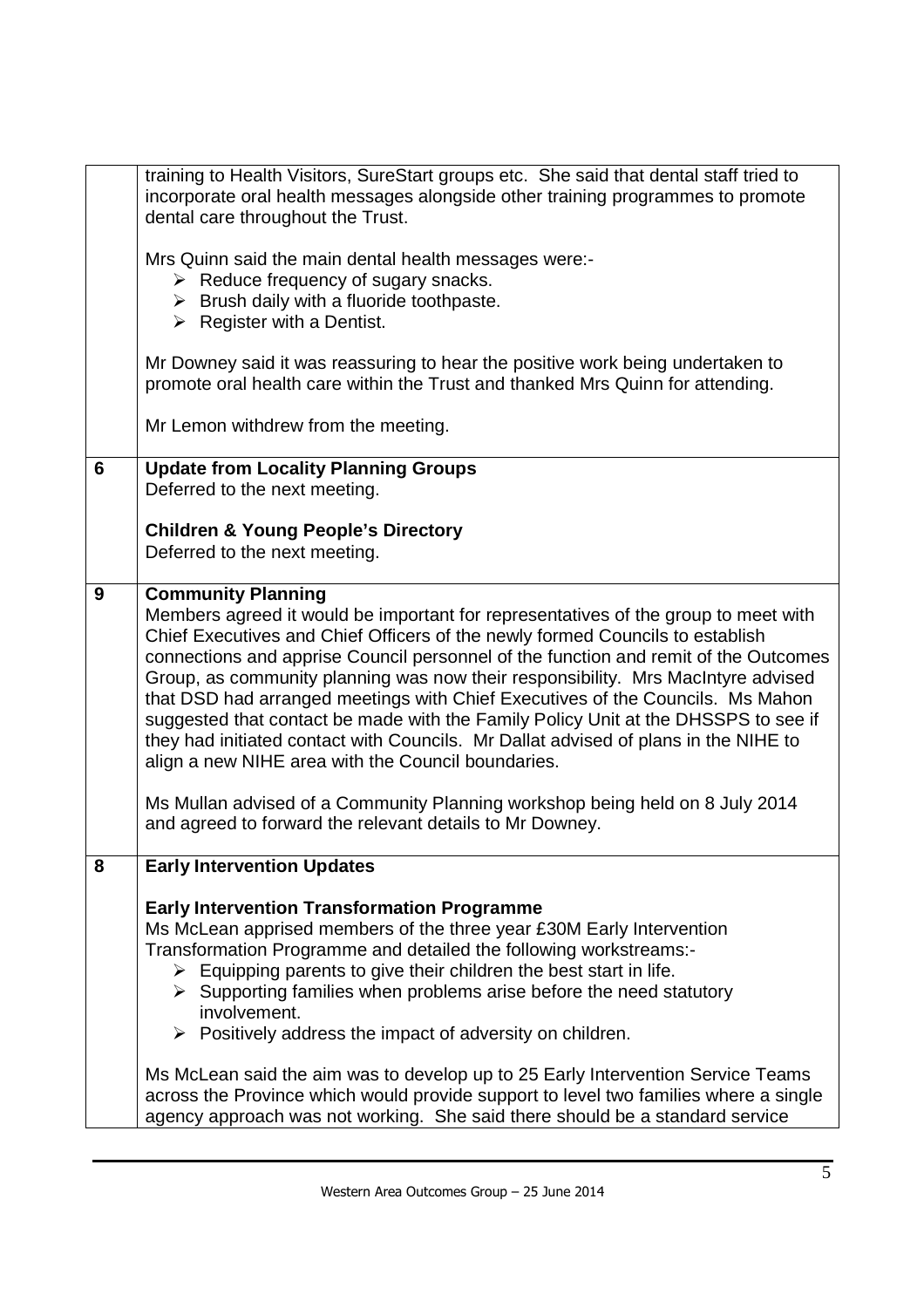| | |
|---|---|
| | training to Health Visitors, SureStart groups etc. She said that dental staff tried to incorporate oral health messages alongside other training programmes to promote dental care throughout the Trust.<br><br>Mrs Quinn said the main dental health messages were:-<br>➢ Reduce frequency of sugary snacks.<br>➢ Brush daily with a fluoride toothpaste.<br>➢ Register with a Dentist.<br><br>Mr Downey said it was reassuring to hear the positive work being undertaken to promote oral health care within the Trust and thanked Mrs Quinn for attending.<br><br>Mr Lemon withdrew from the meeting. |
| **6** | **Update from Locality Planning Groups**<br>Deferred to the next meeting.<br><br>**Children & Young People's Directory**<br>Deferred to the next meeting. |
| **9** | **Community Planning**<br>Members agreed it would be important for representatives of the group to meet with Chief Executives and Chief Officers of the newly formed Councils to establish connections and apprise Council personnel of the function and remit of the Outcomes Group, as community planning was now their responsibility. Mrs MacIntyre advised that DSD had arranged meetings with Chief Executives of the Councils. Ms Mahon suggested that contact be made with the Family Policy Unit at the DHSSPS to see if they had initiated contact with Councils. Mr Dallat advised of plans in the NIHE to align a new NIHE area with the Council boundaries.<br><br>Ms Mullan advised of a Community Planning workshop being held on 8 July 2014 and agreed to forward the relevant details to Mr Downey. |
| **8** | **Early Intervention Updates**<br><br>**Early Intervention Transformation Programme**<br>Ms McLean apprised members of the three year £30M Early Intervention Transformation Programme and detailed the following workstreams:-<br>➢ Equipping parents to give their children the best start in life.<br>➢ Supporting families when problems arise before the need statutory involvement.<br>➢ Positively address the impact of adversity on children.<br><br>Ms McLean said the aim was to develop up to 25 Early Intervention Service Teams across the Province which would provide support to level two families where a single agency approach was not working. She said there should be a standard service |

Western Area Outcomes Group – 25 June 2014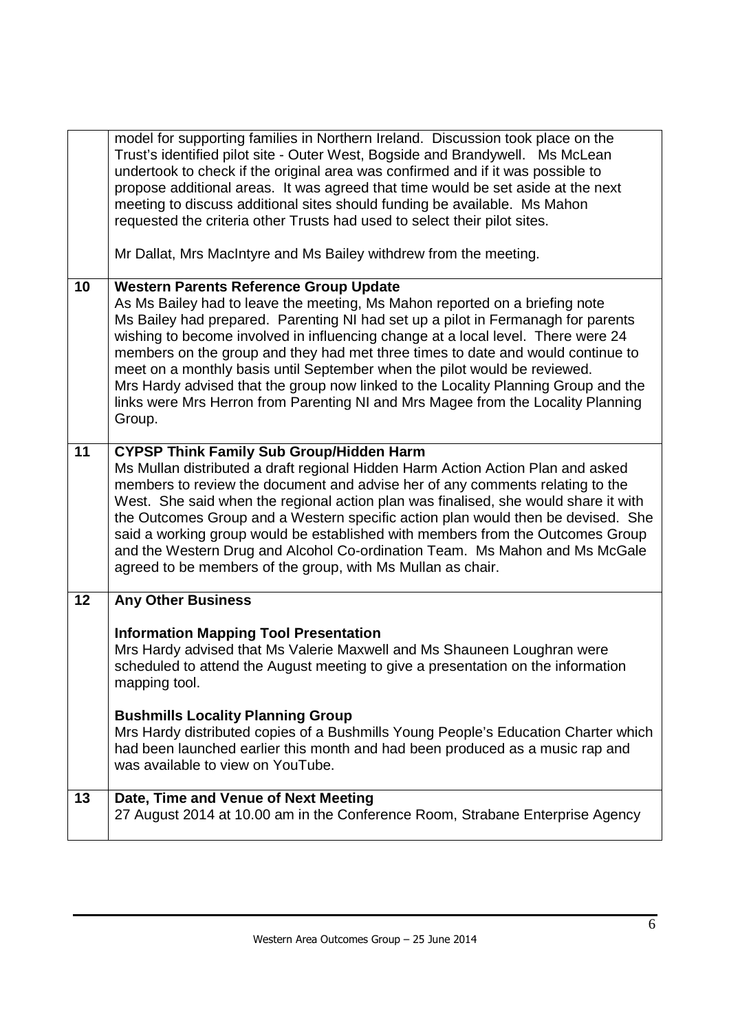| | |
|---|---|
| | model for supporting families in Northern Ireland. Discussion took place on the Trust's identified pilot site - Outer West, Bogside and Brandywell. Ms McLean undertook to check if the original area was confirmed and if it was possible to propose additional areas. It was agreed that time would be set aside at the next meeting to discuss additional sites should funding be available. Ms Mahon requested the criteria other Trusts had used to select their pilot sites.<br><br>Mr Dallat, Mrs MacIntyre and Ms Bailey withdrew from the meeting. |
| **10** | **Western Parents Reference Group Update**<br>As Ms Bailey had to leave the meeting, Ms Mahon reported on a briefing note Ms Bailey had prepared. Parenting NI had set up a pilot in Fermanagh for parents wishing to become involved in influencing change at a local level. There were 24 members on the group and they had met three times to date and would continue to meet on a monthly basis until September when the pilot would be reviewed.<br>Mrs Hardy advised that the group now linked to the Locality Planning Group and the links were Mrs Herron from Parenting NI and Mrs Magee from the Locality Planning Group. |
| **11** | **CYPSP Think Family Sub Group/Hidden Harm**<br>Ms Mullan distributed a draft regional Hidden Harm Action Action Plan and asked members to review the document and advise her of any comments relating to the West. She said when the regional action plan was finalised, she would share it with the Outcomes Group and a Western specific action plan would then be devised. She said a working group would be established with members from the Outcomes Group and the Western Drug and Alcohol Co-ordination Team. Ms Mahon and Ms McGale agreed to be members of the group, with Ms Mullan as chair. |
| **12** | **Any Other Business**<br><br>**Information Mapping Tool Presentation**<br>Mrs Hardy advised that Ms Valerie Maxwell and Ms Shauneen Loughran were scheduled to attend the August meeting to give a presentation on the information mapping tool.<br><br>**Bushmills Locality Planning Group**<br>Mrs Hardy distributed copies of a Bushmills Young People's Education Charter which had been launched earlier this month and had been produced as a music rap and was available to view on YouTube. |
| **13** | **Date, Time and Venue of Next Meeting**<br>27 August 2014 at 10.00 am in the Conference Room, Strabane Enterprise Agency |